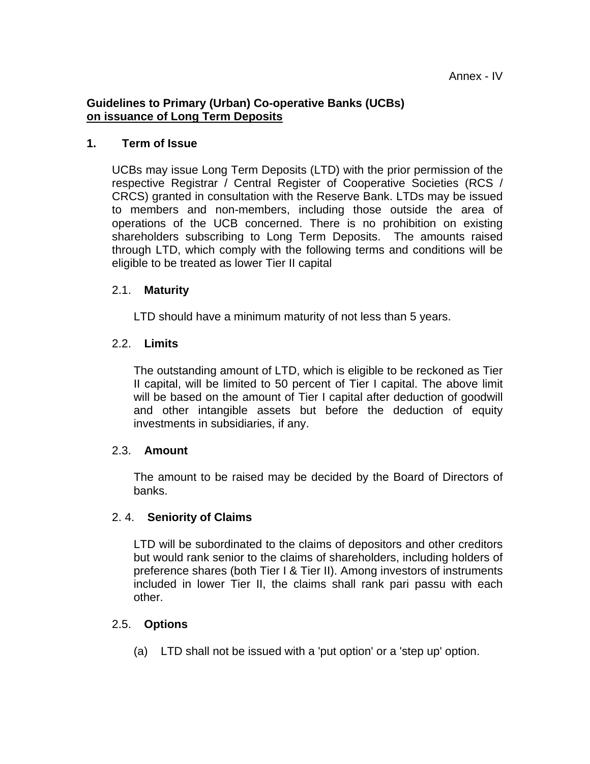Annex - IV

**Guidelines to Primary (Urban) Co-operative Banks (UCBs)**
**on issuance of Long Term Deposits**

## 1. Term of Issue

UCBs may issue Long Term Deposits (LTD) with the prior permission of the respective Registrar / Central Register of Cooperative Societies (RCS / CRCS) granted in consultation with the Reserve Bank. LTDs may be issued to members and non-members, including those outside the area of operations of the UCB concerned. There is no prohibition on existing shareholders subscribing to Long Term Deposits. The amounts raised through LTD, which comply with the following terms and conditions will be eligible to be treated as lower Tier II capital

### 2.1. Maturity

LTD should have a minimum maturity of not less than 5 years.

### 2.2. Limits

The outstanding amount of LTD, which is eligible to be reckoned as Tier II capital, will be limited to 50 percent of Tier I capital. The above limit will be based on the amount of Tier I capital after deduction of goodwill and other intangible assets but before the deduction of equity investments in subsidiaries, if any.

### 2.3. Amount

The amount to be raised may be decided by the Board of Directors of banks.

### 2. 4. Seniority of Claims

LTD will be subordinated to the claims of depositors and other creditors but would rank senior to the claims of shareholders, including holders of preference shares (both Tier I & Tier II). Among investors of instruments included in lower Tier II, the claims shall rank pari passu with each other.

### 2.5. Options

(a) LTD shall not be issued with a 'put option' or a 'step up' option.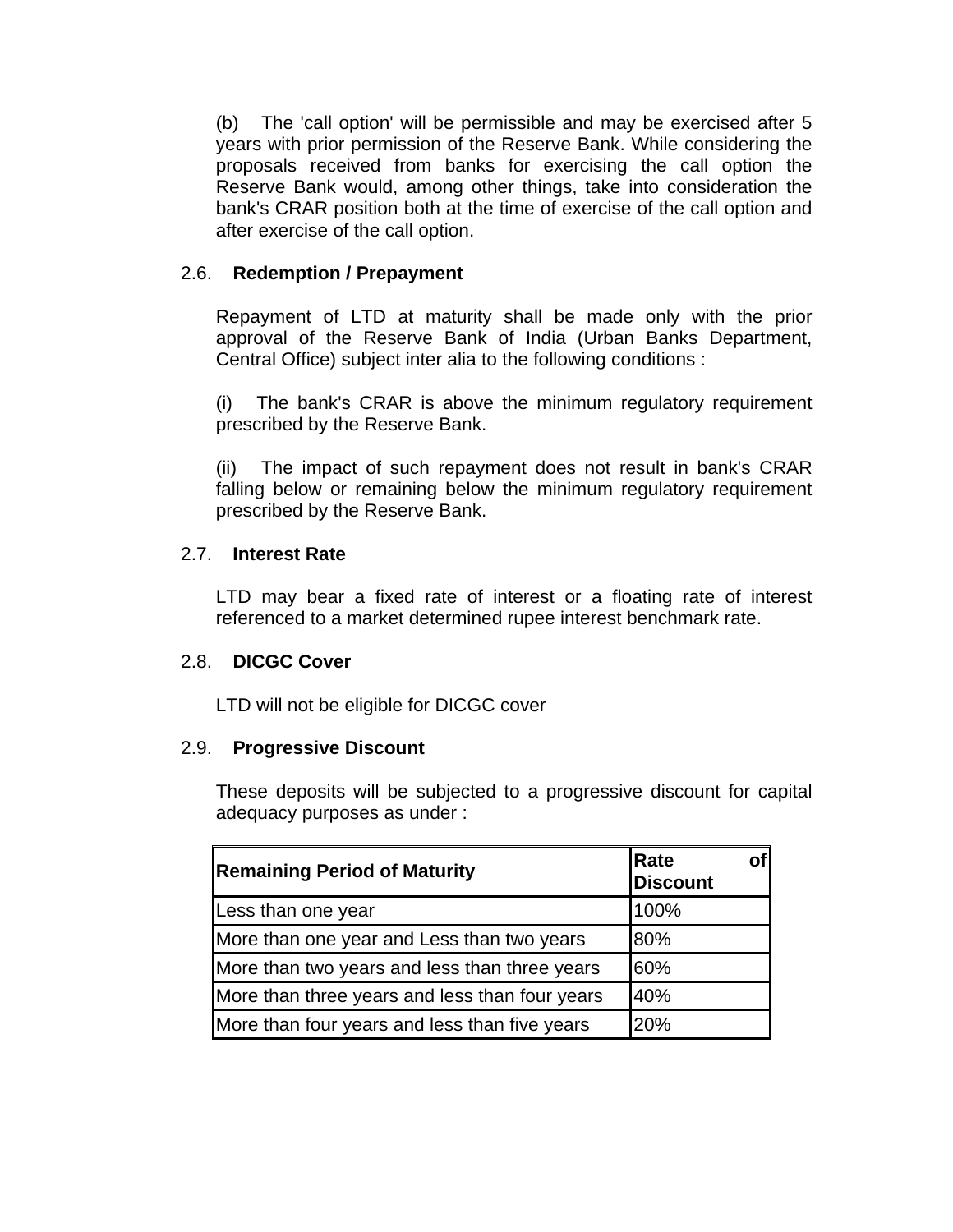(b) The 'call option' will be permissible and may be exercised after 5 years with prior permission of the Reserve Bank. While considering the proposals received from banks for exercising the call option the Reserve Bank would, among other things, take into consideration the bank's CRAR position both at the time of exercise of the call option and after exercise of the call option.

### 2.6. Redemption / Prepayment

Repayment of LTD at maturity shall be made only with the prior approval of the Reserve Bank of India (Urban Banks Department, Central Office) subject inter alia to the following conditions :

(i) The bank's CRAR is above the minimum regulatory requirement prescribed by the Reserve Bank.

(ii) The impact of such repayment does not result in bank's CRAR falling below or remaining below the minimum regulatory requirement prescribed by the Reserve Bank.

### 2.7. Interest Rate

LTD may bear a fixed rate of interest or a floating rate of interest referenced to a market determined rupee interest benchmark rate.

### 2.8. DICGC Cover

LTD will not be eligible for DICGC cover

### 2.9. Progressive Discount

These deposits will be subjected to a progressive discount for capital adequacy purposes as under :

| Remaining Period of Maturity | Rate of Discount |
|---|---|
| Less than one year | 100% |
| More than one year and Less than two years | 80% |
| More than two years and less than three years | 60% |
| More than three years and less than four years | 40% |
| More than four years and less than five years | 20% |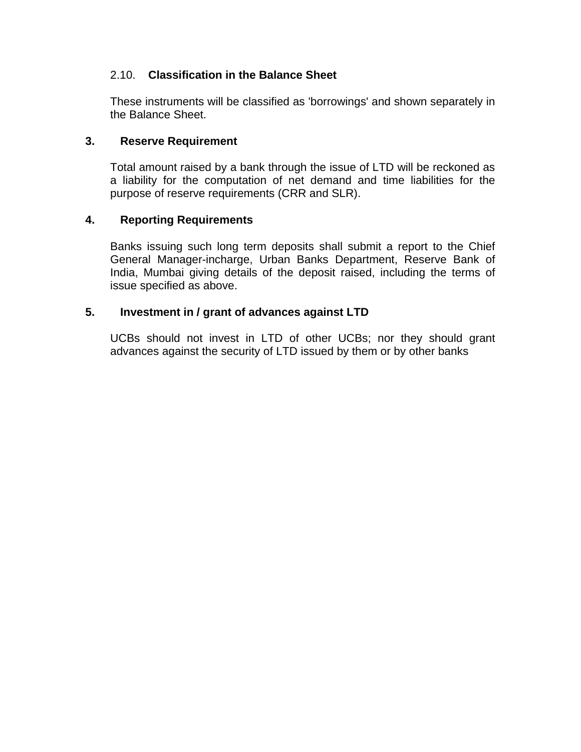### 2.10. **Classification in the Balance Sheet**

These instruments will be classified as 'borrowings' and shown separately in the Balance Sheet.

## 3. Reserve Requirement

Total amount raised by a bank through the issue of LTD will be reckoned as a liability for the computation of net demand and time liabilities for the purpose of reserve requirements (CRR and SLR).

## 4. Reporting Requirements

Banks issuing such long term deposits shall submit a report to the Chief General Manager-incharge, Urban Banks Department, Reserve Bank of India, Mumbai giving details of the deposit raised, including the terms of issue specified as above.

## 5. Investment in / grant of advances against LTD

UCBs should not invest in LTD of other UCBs; nor they should grant advances against the security of LTD issued by them or by other banks